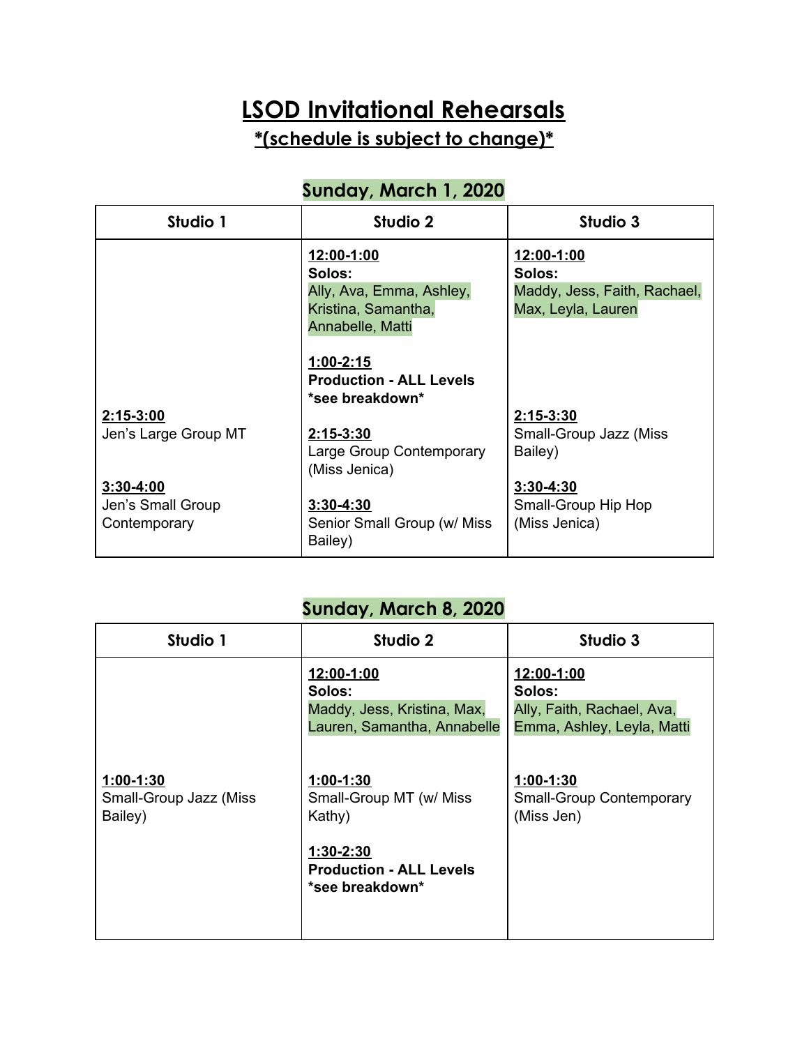# LSOD Invitational Rehearsals

## *(schedule is subject to change)*

### Sunday, March 1, 2020

| Studio 1 | Studio 2 | Studio 3 |
|---|---|---|
| | **12:00-1:00**<br>**Solos:**<br>Ally, Ava, Emma, Ashley, Kristina, Samantha, Annabelle, Matti | **12:00-1:00**<br>**Solos:**<br>Maddy, Jess, Faith, Rachael, Max, Leyla, Lauren |
| | **1:00-2:15**<br>**Production - ALL Levels**<br>**\*see breakdown\*** | |
| **2:15-3:00**<br>Jen's Large Group MT | **2:15-3:30**<br>Large Group Contemporary (Miss Jenica) | **2:15-3:30**<br>Small-Group Jazz (Miss Bailey) |
| **3:30-4:00**<br>Jen's Small Group Contemporary | **3:30-4:30**<br>Senior Small Group (w/ Miss Bailey) | **3:30-4:30**<br>Small-Group Hip Hop (Miss Jenica) |

### Sunday, March 8, 2020

| Studio 1 | Studio 2 | Studio 3 |
|---|---|---|
| | **12:00-1:00**<br>**Solos:**<br>Maddy, Jess, Kristina, Max, Lauren, Samantha, Annabelle | **12:00-1:00**<br>**Solos:**<br>Ally, Faith, Rachael, Ava, Emma, Ashley, Leyla, Matti |
| **1:00-1:30**<br>Small-Group Jazz (Miss Bailey) | **1:00-1:30**<br>Small-Group MT (w/ Miss Kathy) | **1:00-1:30**<br>Small-Group Contemporary (Miss Jen) |
| | **1:30-2:30**<br>**Production - ALL Levels**<br>**\*see breakdown\*** | |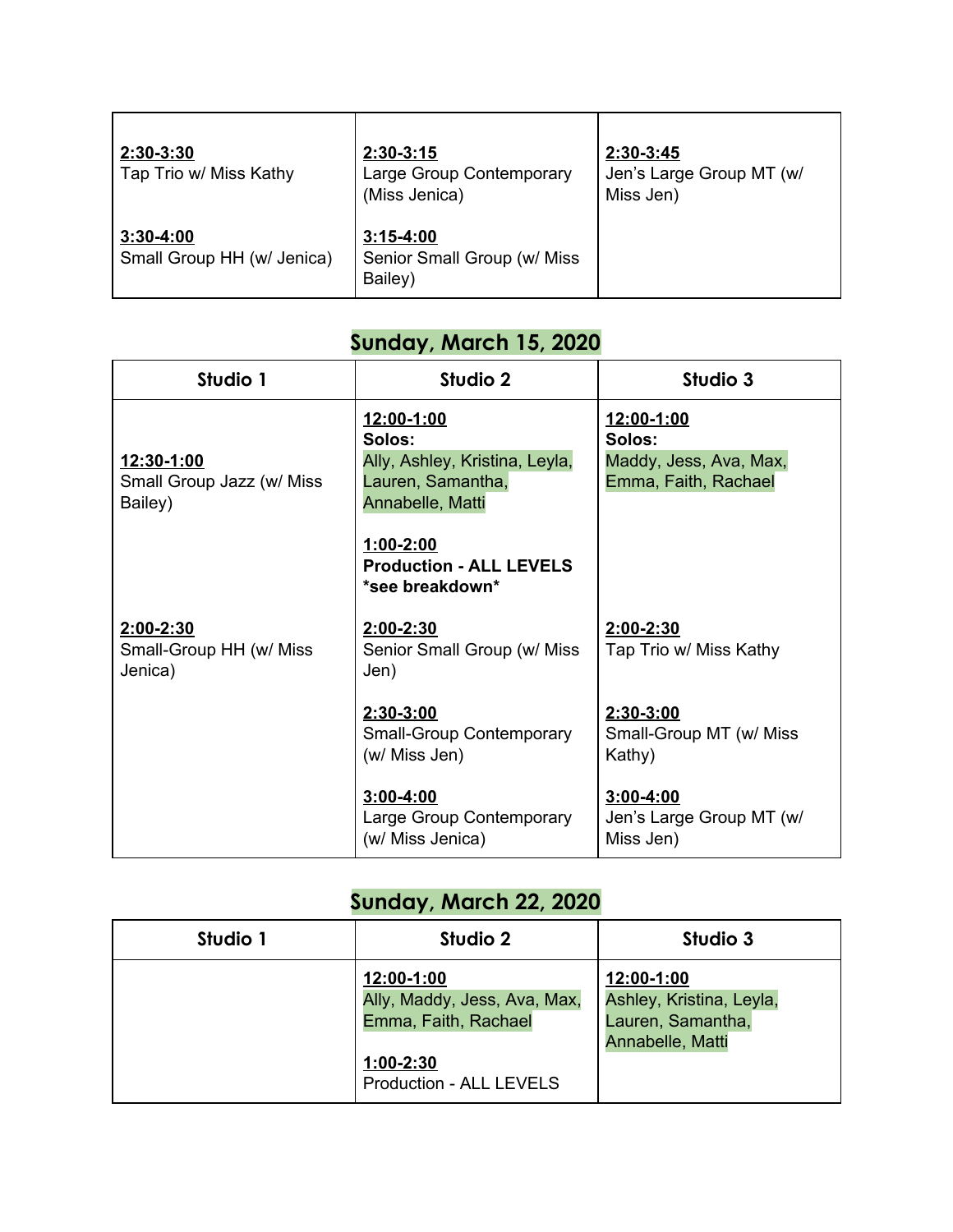| | | |
|---|---|---|
| **2:30-3:30**<br>Tap Trio w/ Miss Kathy<br><br>**3:30-4:00**<br>Small Group HH (w/ Jenica) | **2:30-3:15**<br>Large Group Contemporary (Miss Jenica)<br><br>**3:15-4:00**<br>Senior Small Group (w/ Miss Bailey) | **2:30-3:45**<br>Jen's Large Group MT (w/ Miss Jen) |

## Sunday, March 15, 2020

| Studio 1 | Studio 2 | Studio 3 |
|---|---|---|
| **12:30-1:00**<br>Small Group Jazz (w/ Miss Bailey) | **12:00-1:00**<br>**Solos:**<br>Ally, Ashley, Kristina, Leyla, Lauren, Samantha, Annabelle, Matti<br><br>**1:00-2:00**<br>**Production - ALL LEVELS**<br>**\*see breakdown\*** | **12:00-1:00**<br>**Solos:**<br>Maddy, Jess, Ava, Max, Emma, Faith, Rachael |
| **2:00-2:30**<br>Small-Group HH (w/ Miss Jenica) | **2:00-2:30**<br>Senior Small Group (w/ Miss Jen)<br><br>**2:30-3:00**<br>Small-Group Contemporary (w/ Miss Jen)<br><br>**3:00-4:00**<br>Large Group Contemporary (w/ Miss Jenica) | **2:00-2:30**<br>Tap Trio w/ Miss Kathy<br><br>**2:30-3:00**<br>Small-Group MT (w/ Miss Kathy)<br><br>**3:00-4:00**<br>Jen's Large Group MT (w/ Miss Jen) |

## Sunday, March 22, 2020

| Studio 1 | Studio 2 | Studio 3 |
|---|---|---|
| | **12:00-1:00**<br>Ally, Maddy, Jess, Ava, Max, Emma, Faith, Rachael<br><br>**1:00-2:30**<br>Production - ALL LEVELS | **12:00-1:00**<br>Ashley, Kristina, Leyla, Lauren, Samantha, Annabelle, Matti |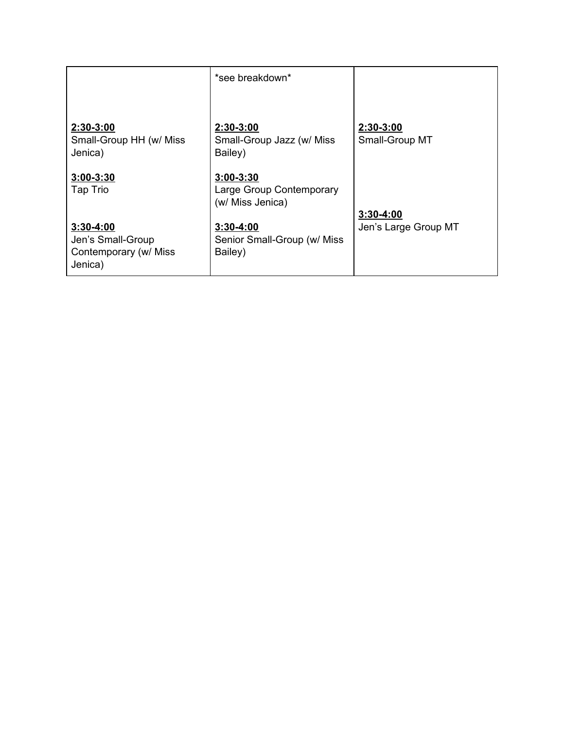| | | |
|---|---|---|
| **2:30-3:00**<br>Small-Group HH (w/ Miss Jenica)<br><br>**3:00-3:30**<br>Tap Trio<br><br>**3:30-4:00**<br>Jen's Small-Group Contemporary (w/ Miss Jenica) | *see breakdown*<br><br>**2:30-3:00**<br>Small-Group Jazz (w/ Miss Bailey)<br><br>**3:00-3:30**<br>Large Group Contemporary (w/ Miss Jenica)<br><br>**3:30-4:00**<br>Senior Small-Group (w/ Miss Bailey) | **2:30-3:00**<br>Small-Group MT<br><br>**3:30-4:00**<br>Jen's Large Group MT |